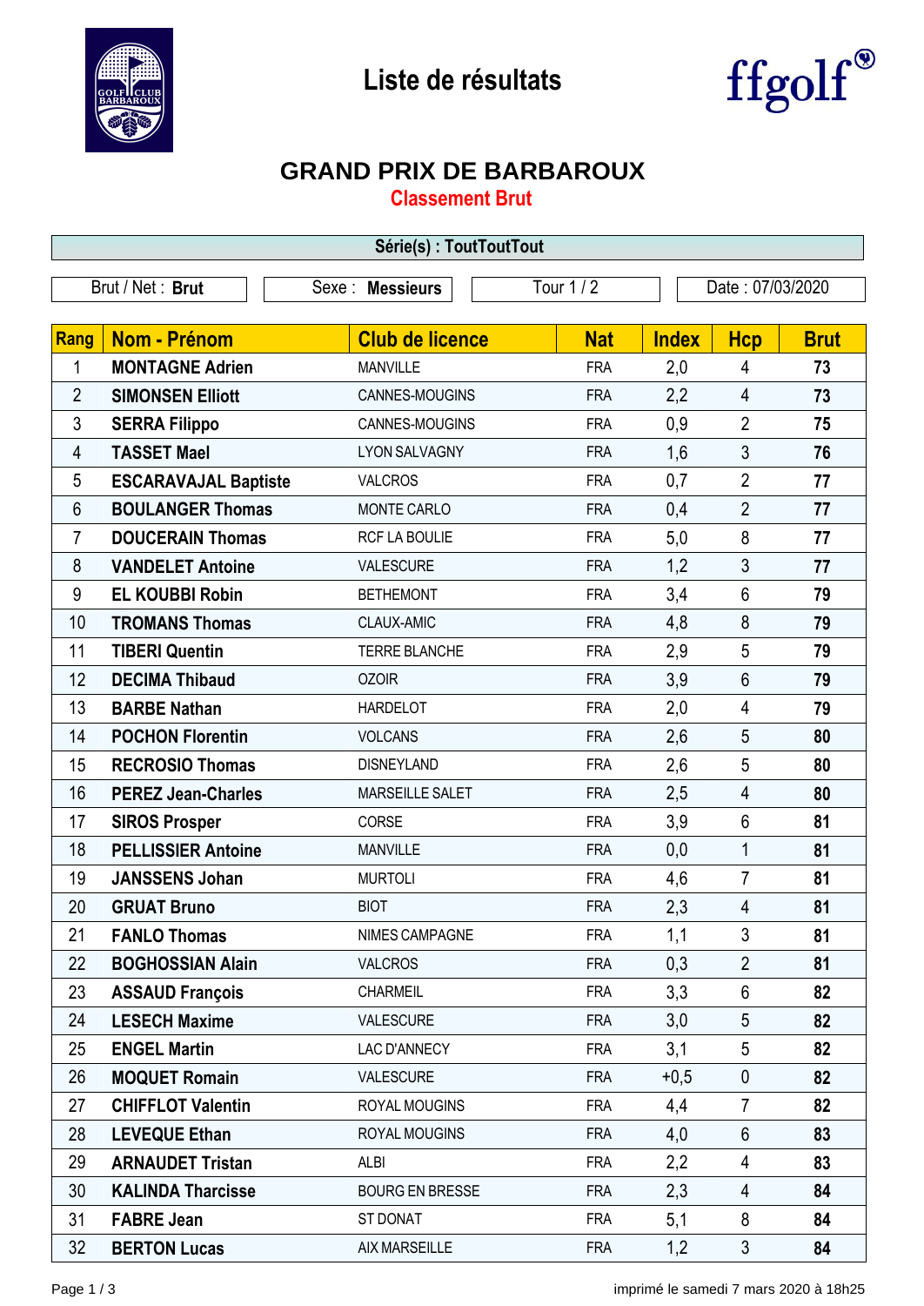# Liste de résultats

## GRAND PRIX DE BARBAROUX

### Classement Brut

**Série(s) : ToutToutTout**

| Brut / Net : **Brut** | Sexe : **Messieurs** | Tour 1 / 2 | Date : 07/03/2020 |
|---|---|---|---|

| Rang | Nom - Prénom | Club de licence | Nat | Index | Hcp | Brut |
|---|---|---|---|---|---|---|
| 1 | **MONTAGNE Adrien** | MANVILLE | FRA | 2,0 | 4 | **73** |
| 2 | **SIMONSEN Elliott** | CANNES-MOUGINS | FRA | 2,2 | 4 | **73** |
| 3 | **SERRA Filippo** | CANNES-MOUGINS | FRA | 0,9 | 2 | **75** |
| 4 | **TASSET Mael** | LYON SALVAGNY | FRA | 1,6 | 3 | **76** |
| 5 | **ESCARAVAJAL Baptiste** | VALCROS | FRA | 0,7 | 2 | **77** |
| 6 | **BOULANGER Thomas** | MONTE CARLO | FRA | 0,4 | 2 | **77** |
| 7 | **DOUCERAIN Thomas** | RCF LA BOULIE | FRA | 5,0 | 8 | **77** |
| 8 | **VANDELET Antoine** | VALESCURE | FRA | 1,2 | 3 | **77** |
| 9 | **EL KOUBBI Robin** | BETHEMONT | FRA | 3,4 | 6 | **79** |
| 10 | **TROMANS Thomas** | CLAUX-AMIC | FRA | 4,8 | 8 | **79** |
| 11 | **TIBERI Quentin** | TERRE BLANCHE | FRA | 2,9 | 5 | **79** |
| 12 | **DECIMA Thibaud** | OZOIR | FRA | 3,9 | 6 | **79** |
| 13 | **BARBE Nathan** | HARDELOT | FRA | 2,0 | 4 | **79** |
| 14 | **POCHON Florentin** | VOLCANS | FRA | 2,6 | 5 | **80** |
| 15 | **RECROSIO Thomas** | DISNEYLAND | FRA | 2,6 | 5 | **80** |
| 16 | **PEREZ Jean-Charles** | MARSEILLE SALET | FRA | 2,5 | 4 | **80** |
| 17 | **SIROS Prosper** | CORSE | FRA | 3,9 | 6 | **81** |
| 18 | **PELLISSIER Antoine** | MANVILLE | FRA | 0,0 | 1 | **81** |
| 19 | **JANSSENS Johan** | MURTOLI | FRA | 4,6 | 7 | **81** |
| 20 | **GRUAT Bruno** | BIOT | FRA | 2,3 | 4 | **81** |
| 21 | **FANLO Thomas** | NIMES CAMPAGNE | FRA | 1,1 | 3 | **81** |
| 22 | **BOGHOSSIAN Alain** | VALCROS | FRA | 0,3 | 2 | **81** |
| 23 | **ASSAUD François** | CHARMEIL | FRA | 3,3 | 6 | **82** |
| 24 | **LESECH Maxime** | VALESCURE | FRA | 3,0 | 5 | **82** |
| 25 | **ENGEL Martin** | LAC D'ANNECY | FRA | 3,1 | 5 | **82** |
| 26 | **MOQUET Romain** | VALESCURE | FRA | +0,5 | 0 | **82** |
| 27 | **CHIFFLOT Valentin** | ROYAL MOUGINS | FRA | 4,4 | 7 | **82** |
| 28 | **LEVEQUE Ethan** | ROYAL MOUGINS | FRA | 4,0 | 6 | **83** |
| 29 | **ARNAUDET Tristan** | ALBI | FRA | 2,2 | 4 | **83** |
| 30 | **KALINDA Tharcisse** | BOURG EN BRESSE | FRA | 2,3 | 4 | **84** |
| 31 | **FABRE Jean** | ST DONAT | FRA | 5,1 | 8 | **84** |
| 32 | **BERTON Lucas** | AIX MARSEILLE | FRA | 1,2 | 3 | **84** |

imprimé le samedi 7 mars 2020 à 18h25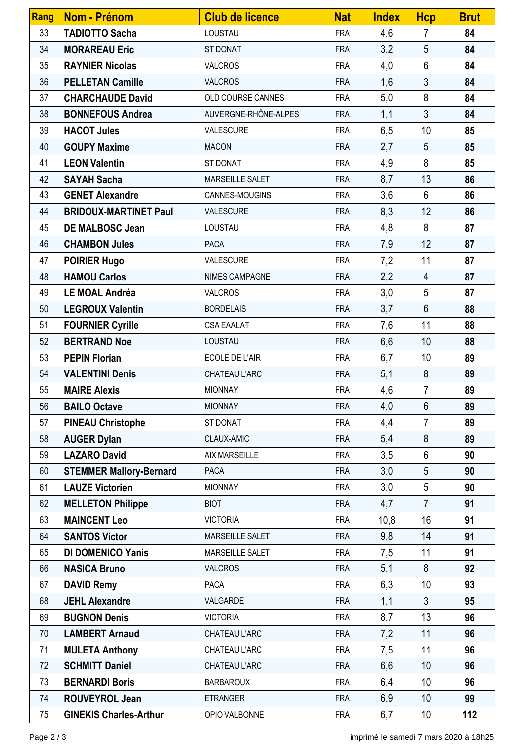| Rang | Nom - Prénom | Club de licence | Nat | Index | Hcp | Brut |
|---|---|---|---|---|---|---|
| 33 | **TADIOTTO Sacha** | LOUSTAU | FRA | 4,6 | 7 | **84** |
| 34 | **MORAREAU Eric** | ST DONAT | FRA | 3,2 | 5 | **84** |
| 35 | **RAYNIER Nicolas** | VALCROS | FRA | 4,0 | 6 | **84** |
| 36 | **PELLETAN Camille** | VALCROS | FRA | 1,6 | 3 | **84** |
| 37 | **CHARCHAUDE David** | OLD COURSE CANNES | FRA | 5,0 | 8 | **84** |
| 38 | **BONNEFOUS Andrea** | AUVERGNE-RHÔNE-ALPES | FRA | 1,1 | 3 | **84** |
| 39 | **HACOT Jules** | VALESCURE | FRA | 6,5 | 10 | **85** |
| 40 | **GOUPY Maxime** | MACON | FRA | 2,7 | 5 | **85** |
| 41 | **LEON Valentin** | ST DONAT | FRA | 4,9 | 8 | **85** |
| 42 | **SAYAH Sacha** | MARSEILLE SALET | FRA | 8,7 | 13 | **86** |
| 43 | **GENET Alexandre** | CANNES-MOUGINS | FRA | 3,6 | 6 | **86** |
| 44 | **BRIDOUX-MARTINET Paul** | VALESCURE | FRA | 8,3 | 12 | **86** |
| 45 | **DE MALBOSC Jean** | LOUSTAU | FRA | 4,8 | 8 | **87** |
| 46 | **CHAMBON Jules** | PACA | FRA | 7,9 | 12 | **87** |
| 47 | **POIRIER Hugo** | VALESCURE | FRA | 7,2 | 11 | **87** |
| 48 | **HAMOU Carlos** | NIMES CAMPAGNE | FRA | 2,2 | 4 | **87** |
| 49 | **LE MOAL Andréa** | VALCROS | FRA | 3,0 | 5 | **87** |
| 50 | **LEGROUX Valentin** | BORDELAIS | FRA | 3,7 | 6 | **88** |
| 51 | **FOURNIER Cyrille** | CSA EAALAT | FRA | 7,6 | 11 | **88** |
| 52 | **BERTRAND Noe** | LOUSTAU | FRA | 6,6 | 10 | **88** |
| 53 | **PEPIN Florian** | ECOLE DE L'AIR | FRA | 6,7 | 10 | **89** |
| 54 | **VALENTINI Denis** | CHATEAU L'ARC | FRA | 5,1 | 8 | **89** |
| 55 | **MAIRE Alexis** | MIONNAY | FRA | 4,6 | 7 | **89** |
| 56 | **BAILO Octave** | MIONNAY | FRA | 4,0 | 6 | **89** |
| 57 | **PINEAU Christophe** | ST DONAT | FRA | 4,4 | 7 | **89** |
| 58 | **AUGER Dylan** | CLAUX-AMIC | FRA | 5,4 | 8 | **89** |
| 59 | **LAZARO David** | AIX MARSEILLE | FRA | 3,5 | 6 | **90** |
| 60 | **STEMMER Mallory-Bernard** | PACA | FRA | 3,0 | 5 | **90** |
| 61 | **LAUZE Victorien** | MIONNAY | FRA | 3,0 | 5 | **90** |
| 62 | **MELLETON Philippe** | BIOT | FRA | 4,7 | 7 | **91** |
| 63 | **MAINCENT Leo** | VICTORIA | FRA | 10,8 | 16 | **91** |
| 64 | **SANTOS Victor** | MARSEILLE SALET | FRA | 9,8 | 14 | **91** |
| 65 | **DI DOMENICO Yanis** | MARSEILLE SALET | FRA | 7,5 | 11 | **91** |
| 66 | **NASICA Bruno** | VALCROS | FRA | 5,1 | 8 | **92** |
| 67 | **DAVID Remy** | PACA | FRA | 6,3 | 10 | **93** |
| 68 | **JEHL Alexandre** | VALGARDE | FRA | 1,1 | 3 | **95** |
| 69 | **BUGNON Denis** | VICTORIA | FRA | 8,7 | 13 | **96** |
| 70 | **LAMBERT Arnaud** | CHATEAU L'ARC | FRA | 7,2 | 11 | **96** |
| 71 | **MULETA Anthony** | CHATEAU L'ARC | FRA | 7,5 | 11 | **96** |
| 72 | **SCHMITT Daniel** | CHATEAU L'ARC | FRA | 6,6 | 10 | **96** |
| 73 | **BERNARDI Boris** | BARBAROUX | FRA | 6,4 | 10 | **96** |
| 74 | **ROUVEYROL Jean** | ETRANGER | FRA | 6,9 | 10 | **99** |
| 75 | **GINEKIS Charles-Arthur** | OPIO VALBONNE | FRA | 6,7 | 10 | **112** |

imprimé le samedi 7 mars 2020 à 18h25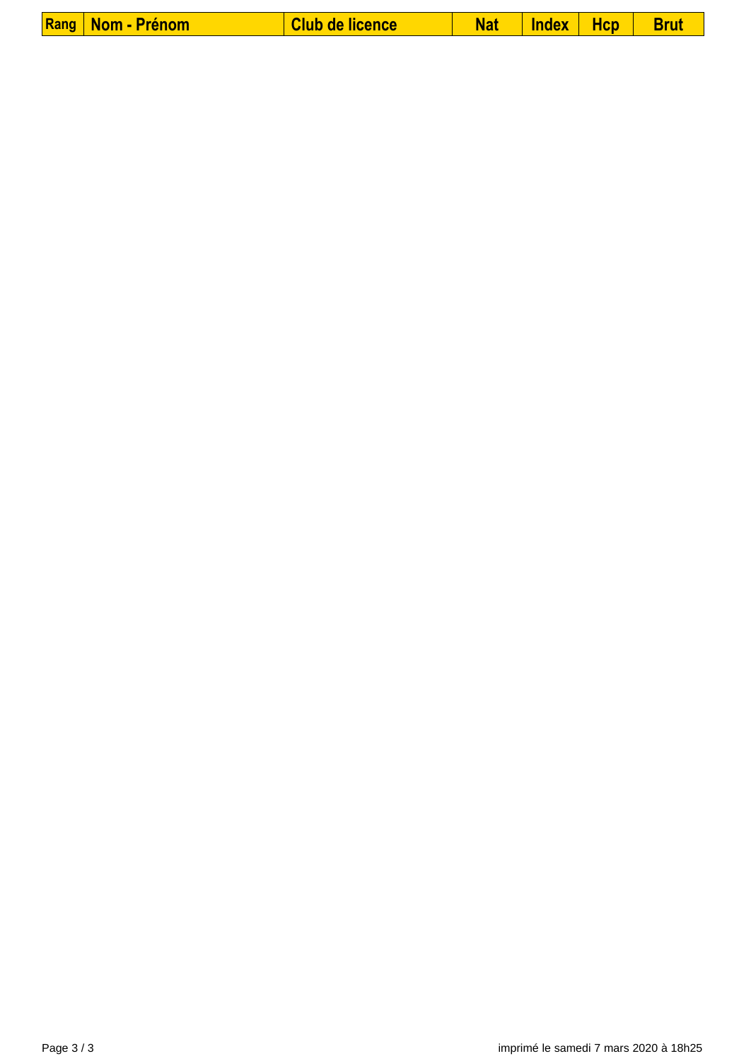| Rang | Nom - Prénom | Club de licence | Nat | Index | Hcp | Brut |
|---|---|---|---|---|---|---|

imprimé le samedi 7 mars 2020 à 18h25